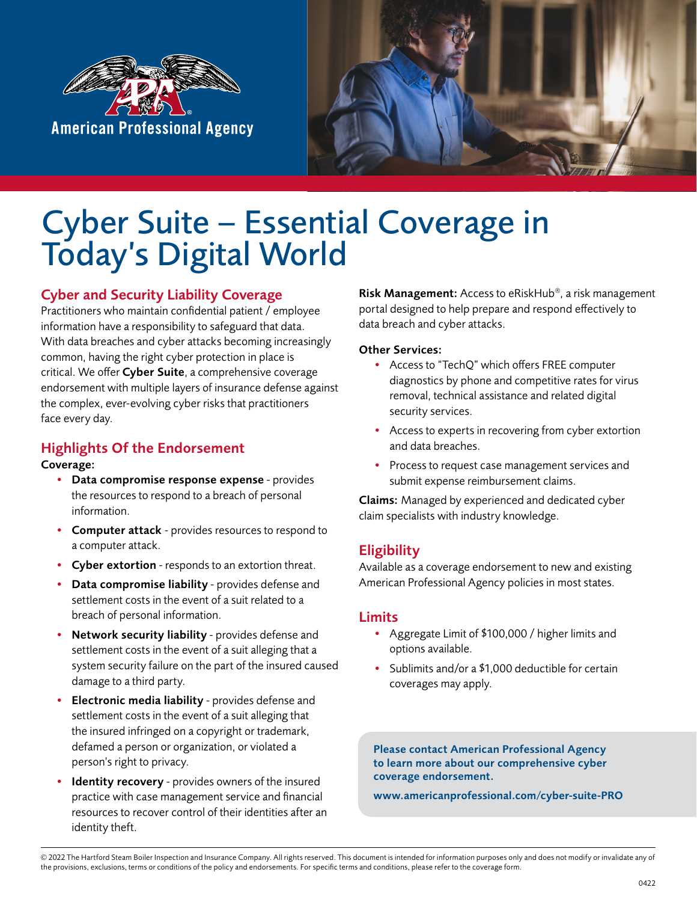American Professional Agency

# Cyber Suite – Essential Coverage in Today's Digital World

## Cyber and Security Liability Coverage

Practitioners who maintain confidential patient / employee information have a responsibility to safeguard that data. With data breaches and cyber attacks becoming increasingly common, having the right cyber protection in place is critical. We offer **Cyber Suite**, a comprehensive coverage endorsement with multiple layers of insurance defense against the complex, ever-evolving cyber risks that practitioners face every day.

## Highlights Of the Endorsement

**Coverage:**

- **Data compromise response expense** - provides the resources to respond to a breach of personal information.
- **Computer attack** - provides resources to respond to a computer attack.
- **Cyber extortion** - responds to an extortion threat.
- **Data compromise liability** - provides defense and settlement costs in the event of a suit related to a breach of personal information.
- **Network security liability** - provides defense and settlement costs in the event of a suit alleging that a system security failure on the part of the insured caused damage to a third party.
- **Electronic media liability** - provides defense and settlement costs in the event of a suit alleging that the insured infringed on a copyright or trademark, defamed a person or organization, or violated a person's right to privacy.
- **Identity recovery** - provides owners of the insured practice with case management service and financial resources to recover control of their identities after an identity theft.

**Risk Management:** Access to eRiskHub®, a risk management portal designed to help prepare and respond effectively to data breach and cyber attacks.

**Other Services:**

- Access to "TechQ" which offers FREE computer diagnostics by phone and competitive rates for virus removal, technical assistance and related digital security services.
- Access to experts in recovering from cyber extortion and data breaches.
- Process to request case management services and submit expense reimbursement claims.

**Claims:** Managed by experienced and dedicated cyber claim specialists with industry knowledge.

## Eligibility

Available as a coverage endorsement to new and existing American Professional Agency policies in most states.

## Limits

- Aggregate Limit of $100,000 / higher limits and options available.
- Sublimits and/or a $1,000 deductible for certain coverages may apply.

**Please contact American Professional Agency to learn more about our comprehensive cyber coverage endorsement.**

**www.americanprofessional.com/cyber-suite-PRO**

© 2022 The Hartford Steam Boiler Inspection and Insurance Company. All rights reserved. This document is intended for information purposes only and does not modify or invalidate any of the provisions, exclusions, terms or conditions of the policy and endorsements. For specific terms and conditions, please refer to the coverage form.

0422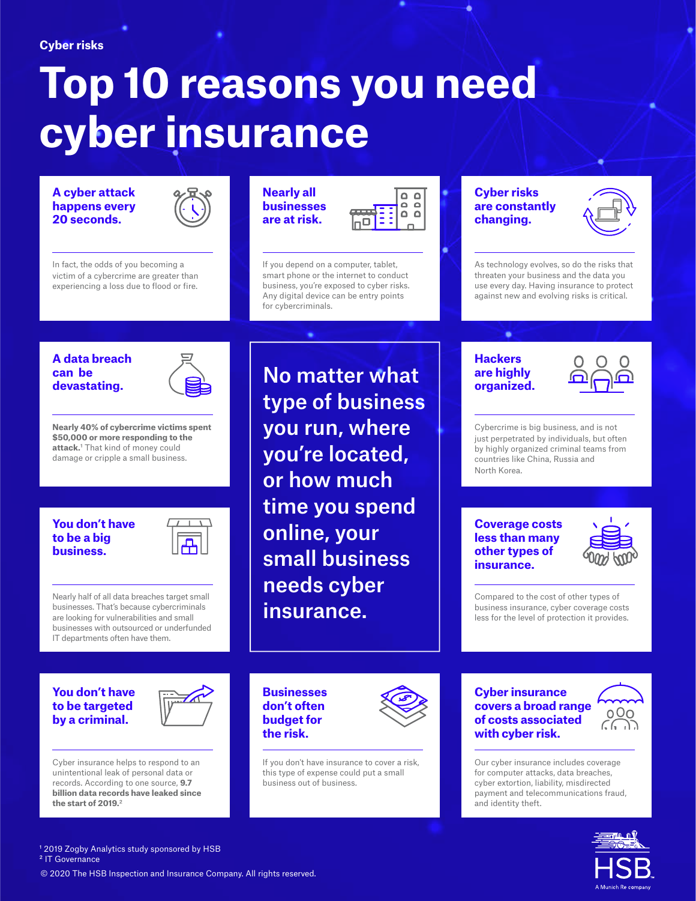Cyber risks

# Top 10 reasons you need cyber insurance

### A cyber attack happens every 20 seconds.

In fact, the odds of you becoming a victim of a cybercrime are greater than experiencing a loss due to flood or fire.

### Nearly all businesses are at risk.

If you depend on a computer, tablet, smart phone or the internet to conduct business, you're exposed to cyber risks. Any digital device can be entry points for cybercriminals.

### Cyber risks are constantly changing.

As technology evolves, so do the risks that threaten your business and the data you use every day. Having insurance to protect against new and evolving risks is critical.

### A data breach can be devastating.

**Nearly 40% of cybercrime victims spent $50,000 or more responding to the attack.**[1] That kind of money could damage or cripple a small business.

**No matter what type of business you run, where you're located, or how much time you spend online, your small business needs cyber insurance.**

### Hackers are highly organized.

Cybercrime is big business, and is not just perpetrated by individuals, but often by highly organized criminal teams from countries like China, Russia and North Korea.

### You don't have to be a big business.

Nearly half of all data breaches target small businesses. That's because cybercriminals are looking for vulnerabilities and small businesses with outsourced or underfunded IT departments often have them.

### Coverage costs less than many other types of insurance.

Compared to the cost of other types of business insurance, cyber coverage costs less for the level of protection it provides.

### You don't have to be targeted by a criminal.

Cyber insurance helps to respond to an unintentional leak of personal data or records. According to one source, **9.7 billion data records have leaked since the start of 2019.**[2]

### Businesses don't often budget for the risk.

If you don't have insurance to cover a risk, this type of expense could put a small business out of business.

### Cyber insurance covers a broad range of costs associated with cyber risk.

Our cyber insurance includes coverage for computer attacks, data breaches, cyber extortion, liability, misdirected payment and telecommunications fraud, and identity theft.

[1] 2019 Zogby Analytics study sponsored by HSB
[2] IT Governance

© 2020 The HSB Inspection and Insurance Company. All rights reserved.

HSB
A Munich Re company